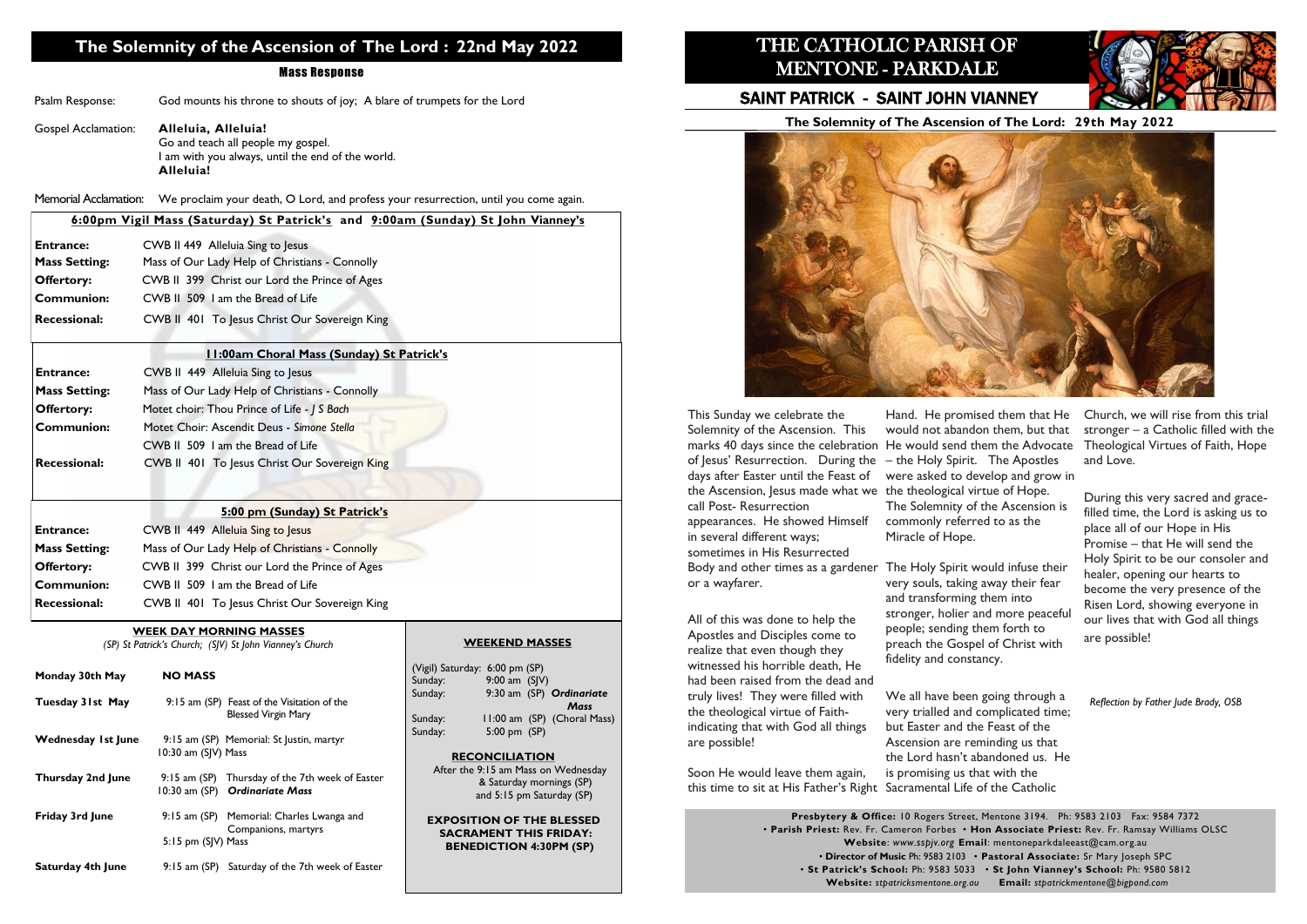# The Solemnity of the Ascension of The Lord : 22nd May 2022

## Mass Response

Psalm Response: God mounts his throne to shouts of joy; A blare of trumpets for the Lord

Gospel Acclamation: **Alleluia, Alleluia!**
Go and teach all people my gospel.
I am with you always, until the end of the world.
**Alleluia!**

Memorial Acclamation: We proclaim your death, O Lord, and profess your resurrection, until you come again.

### 6:00pm Vigil Mass (Saturday) St Patrick's and 9:00am (Sunday) St John Vianney's

| | |
|---|---|
| **Entrance:** | CWB II 449 Alleluia Sing to Jesus |
| **Mass Setting:** | Mass of Our Lady Help of Christians - Connolly |
| **Offertory:** | CWB II 399 Christ our Lord the Prince of Ages |
| **Communion:** | CWB II 509 I am the Bread of Life |
| **Recessional:** | CWB II 401 To Jesus Christ Our Sovereign King |

### 11:00am Choral Mass (Sunday) St Patrick's

| | |
|---|---|
| **Entrance:** | CWB II 449 Alleluia Sing to Jesus |
| **Mass Setting:** | Mass of Our Lady Help of Christians - Connolly |
| **Offertory:** | Motet choir: Thou Prince of Life - *J S Bach* |
| **Communion:** | Motet Choir: Ascendit Deus - *Simone Stella* |
| | CWB II 509 I am the Bread of Life |
| **Recessional:** | CWB II 401 To Jesus Christ Our Sovereign King |

### 5:00 pm (Sunday) St Patrick's

| | |
|---|---|
| **Entrance:** | CWB II 449 Alleluia Sing to Jesus |
| **Mass Setting:** | Mass of Our Lady Help of Christians - Connolly |
| **Offertory:** | CWB II 399 Christ our Lord the Prince of Ages |
| **Communion:** | CWB II 509 I am the Bread of Life |
| **Recessional:** | CWB II 401 To Jesus Christ Our Sovereign King |

### WEEK DAY MORNING MASSES

*(SP) St Patrick's Church; (SJV) St John Vianney's Church*

| | |
|---|---|
| **Monday 30th May** | **NO MASS** |
| **Tuesday 31st May** | 9:15 am (SP) Feast of the Visitation of the Blessed Virgin Mary |
| **Wednesday 1st June** | 9:15 am (SP) Memorial: St Justin, martyr; 10:30 am (SJV) Mass |
| **Thursday 2nd June** | 9:15 am (SP) Thursday of the 7th week of Easter; 10:30 am (SP) ***Ordinariate Mass*** |
| **Friday 3rd June** | 9:15 am (SP) Memorial: Charles Lwanga and Companions, martyrs; 5:15 pm (SJV) Mass |
| **Saturday 4th June** | 9:15 am (SP) Saturday of the 7th week of Easter |

### WEEKEND MASSES

| | |
|---|---|
| (Vigil) Saturday: | 6:00 pm (SP) |
| Sunday: | 9:00 am (SJV) |
| Sunday: | 9:30 am (SP) ***Ordinariate Mass*** |
| Sunday: | 11:00 am (SP) (Choral Mass) |
| Sunday: | 5:00 pm (SP) |

**RECONCILIATION**
After the 9:15 am Mass on Wednesday & Saturday mornings (SP) and 5:15 pm Saturday (SP)

**EXPOSITION OF THE BLESSED SACRAMENT THIS FRIDAY: BENEDICTION 4:30PM (SP)**

# THE CATHOLIC PARISH OF MENTONE - PARKDALE

## SAINT PATRICK - SAINT JOHN VIANNEY

### The Solemnity of The Ascension of The Lord: 29th May 2022

This Sunday we celebrate the Solemnity of the Ascension. This marks 40 days since the celebration of Jesus' Resurrection. During the days after Easter until the Feast of the Ascension, Jesus made what we call Post- Resurrection appearances. He showed Himself in several different ways; sometimes in His Resurrected Body and other times as a gardener or a wayfarer.

All of this was done to help the Apostles and Disciples come to realize that even though they witnessed his horrible death, He had been raised from the dead and truly lives! They were filled with the theological virtue of Faith- indicating that with God all things are possible!

Soon He would leave them again, this time to sit at His Father's Right Hand. He promised them that He would not abandon them, but that He would send them the Advocate – the Holy Spirit. The Apostles were asked to develop and grow in the theological virtue of Hope. The Solemnity of the Ascension is commonly referred to as the Miracle of Hope.

The Holy Spirit would infuse their very souls, taking away their fear and transforming them into stronger, holier and more peaceful people; sending them forth to preach the Gospel of Christ with fidelity and constancy.

We all have been going through a very trialled and complicated time; but Easter and the Feast of the Ascension are reminding us that the Lord hasn't abandoned us. He is promising us that with the Sacramental Life of the Catholic Church, we will rise from this trial stronger – a Catholic filled with the Theological Virtues of Faith, Hope and Love.

During this very sacred and grace-filled time, the Lord is asking us to place all of our Hope in His Promise – that He will send the Holy Spirit to be our consoler and healer, opening our hearts to become the very presence of the Risen Lord, showing everyone in our lives that with God all things are possible!

*Reflection by Father Jude Brady, OSB*

**Presbytery & Office:** 10 Rogers Street, Mentone 3194. Ph: 9583 2103 Fax: 9584 7372
• **Parish Priest:** Rev. Fr. Cameron Forbes • **Hon Associate Priest:** Rev. Fr. Ramsay Williams OLSC
**Website**: *www.sspjv.org* **Email**: mentoneparkdaleeast@cam.org.au
• **Director of Music** Ph: 9583 2103 • **Pastoral Associate:** Sr Mary Joseph SPC
• **St Patrick's School:** Ph: 9583 5033 • **St John Vianney's School:** Ph: 9580 5812
**Website:** *stpatricksmentone.org.au* **Email:** *stpatrickmentone@bigpond.com*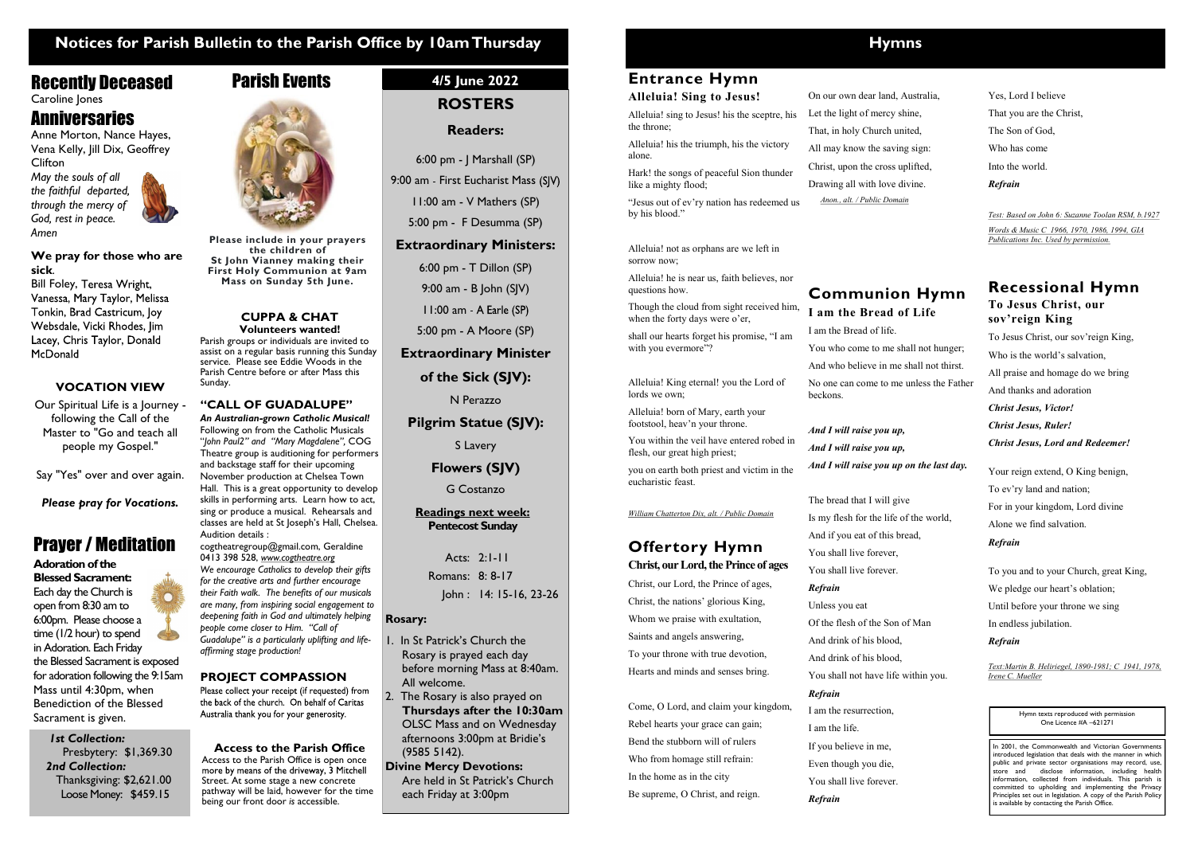## Notices for Parish Bulletin to the Parish Office by 10am Thursday

# Recently Deceased

Caroline Jones

# Anniversaries

Anne Morton, Nance Hayes, Vena Kelly, Jill Dix, Geoffrey Clifton

*May the souls of all the faithful departed, through the mercy of God, rest in peace. Amen*

**We pray for those who are sick.**

Bill Foley, Teresa Wright, Vanessa, Mary Taylor, Melissa Tonkin, Brad Castricum, Joy Websdale, Vicki Rhodes, Jim Lacey, Chris Taylor, Donald McDonald

### VOCATION VIEW

Our Spiritual Life is a Journey - following the Call of the Master to "Go and teach all people my Gospel."

Say "Yes" over and over again.

*Please pray for Vocations.*

# Prayer / Meditation

**Adoration of the Blessed Sacrament:**
Each day the Church is open from 8:30 am to 6:00pm. Please choose a time (1/2 hour) to spend in Adoration. Each Friday the Blessed Sacrament is exposed for adoration following the 9:15am Mass until 4:30pm, when Benediction of the Blessed Sacrament is given.

*1st Collection:*
Presbytery: $1,369.30
*2nd Collection:*
Thanksgiving: $2,621.00
Loose Money: $459.15

# Parish Events

**Please include in your prayers the children of St John Vianney making their First Holy Communion at 9am Mass on Sunday 5th June.**

### CUPPA & CHAT
**Volunteers wanted!**

Parish groups or individuals are invited to assist on a regular basis running this Sunday service. Please see Eddie Woods in the Parish Centre before or after Mass this Sunday.

### "CALL OF GUADALUPE"

***An Australian-grown Catholic Musical!***

Following on from the Catholic Musicals *"John Paul2" and "Mary Magdalene"*, COG Theatre group is auditioning for performers and backstage staff for their upcoming November production at Chelsea Town Hall. This is a great opportunity to develop skills in performing arts. Learn how to act, sing or produce a musical. Rehearsals and classes are held at St Joseph's Hall, Chelsea. Audition details :
cogtheatregroup@gmail.com, Geraldine 0413 398 528, *www.cogtheatre.org*

*We encourage Catholics to develop their gifts for the creative arts and further encourage their Faith walk. The benefits of our musicals are many, from inspiring social engagement to deepening faith in God and ultimately helping people come closer to Him. "Call of Guadalupe" is a particularly uplifting and life-affirming stage production!*

### PROJECT COMPASSION

Please collect your receipt (if requested) from the back of the church. On behalf of Caritas Australia thank you for your generosity.

### Access to the Parish Office

Access to the Parish Office is open once more by means of the driveway, 3 Mitchell Street. At some stage a new concrete pathway will be laid, however for the time being our front door *is* accessible.

## 4/5 June 2022

## ROSTERS

### Readers:

6:00 pm - J Marshall (SP)
9:00 am - First Eucharist Mass (SJV)
11:00 am - V Mathers (SP)
5:00 pm - F Desumma (SP)

### Extraordinary Ministers:

6:00 pm - T Dillon (SP)
9:00 am - B John (SJV)
11:00 am - A Earle (SP)
5:00 pm - A Moore (SP)

### Extraordinary Minister of the Sick (SJV):

N Perazzo

### Pilgrim Statue (SJV):

S Lavery

### Flowers (SJV)

G Costanzo

**Readings next week: Pentecost Sunday**

Acts: 2:1-11
Romans: 8: 8-17
John : 14: 15-16, 23-26

**Rosary:**

1. In St Patrick's Church the Rosary is prayed each day before morning Mass at 8:40am. All welcome.
2. The Rosary is also prayed on **Thursdays after the 10:30am** OLSC Mass and on Wednesday afternoons 3:00pm at Bridie's (9585 5142).

**Divine Mercy Devotions:**
Are held in St Patrick's Church each Friday at 3:00pm

# Hymns

## Entrance Hymn

**Alleluia! Sing to Jesus!**

Alleluia! sing to Jesus! his the sceptre, his the throne;
Alleluia! his the triumph, his the victory alone.
Hark! the songs of peaceful Sion thunder like a mighty flood;
"Jesus out of ev'ry nation has redeemed us by his blood."

Alleluia! not as orphans are we left in sorrow now;
Alleluia! he is near us, faith believes, nor questions how.
Though the cloud from sight received him, when the forty days were o'er,
shall our hearts forget his promise, "I am with you evermore"?

Alleluia! King eternal! you the Lord of lords we own;
Alleluia! born of Mary, earth your footstool, heav'n your throne.
You within the veil have entered robed in flesh, our great high priest;
you on earth both priest and victim in the eucharistic feast.

*William Chatterton Dix, alt. / Public Domain*

## Offertory Hymn

**Christ, our Lord, the Prince of ages**

Christ, our Lord, the Prince of ages,
Christ, the nations' glorious King,
Whom we praise with exultation,
Saints and angels answering,
To your throne with true devotion,
Hearts and minds and senses bring.

Come, O Lord, and claim your kingdom,
Rebel hearts your grace can gain;
Bend the stubborn will of rulers
Who from homage still refrain:
In the home as in the city
Be supreme, O Christ, and reign.

On our own dear land, Australia,
Let the light of mercy shine,
That, in holy Church united,
All may know the saving sign:
Christ, upon the cross uplifted,
Drawing all with love divine.

*Anon., alt. / Public Domain*

## Communion Hymn

**I am the Bread of Life**

I am the Bread of life.
You who come to me shall not hunger;
And who believe in me shall not thirst.
No one can come to me unless the Father beckons.

*And I will raise you up,*
*And I will raise you up,*
*And I will raise you up on the last day.*

The bread that I will give
Is my flesh for the life of the world,
And if you eat of this bread,
You shall live forever,
You shall live forever.
*Refrain*

Unless you eat
Of the flesh of the Son of Man
And drink of his blood,
And drink of his blood,
You shall not have life within you.
*Refrain*

I am the resurrection,
I am the life.
If you believe in me,
Even though you die,
You shall live forever.
*Refrain*

Yes, Lord I believe
That you are the Christ,
The Son of God,
Who has come
Into the world.
*Refrain*

*Test: Based on John 6: Suzanne Toolan RSM, b.1927*
*Words & Music C 1966, 1970, 1986, 1994, GIA Publications Inc. Used by permission.*

## Recessional Hymn

**To Jesus Christ, our sov'reign King**

To Jesus Christ, our sov'reign King,
Who is the world's salvation,
All praise and homage do we bring
And thanks and adoration
*Christ Jesus, Victor!*
*Christ Jesus, Ruler!*
*Christ Jesus, Lord and Redeemer!*

Your reign extend, O King benign,
To ev'ry land and nation;
For in your kingdom, Lord divine
Alone we find salvation.
*Refrain*

To you and to your Church, great King,
We pledge our heart's oblation;
Until before your throne we sing
In endless jubilation.
*Refrain*

*Text:Martin B. Helirigel, 1890-1981; C 1941, 1978, Irene C. Mueller*

Hymn texts reproduced with permission
One Licence #A –621271

In 2001, the Commonwealth and Victorian Governments introduced legislation that deals with the manner in which public and private sector organisations may record, use, store and disclose information, including health information, collected from individuals. This parish is committed to upholding and implementing the Privacy Principles set out in legislation. A copy of the Parish Policy is available by contacting the Parish Office.